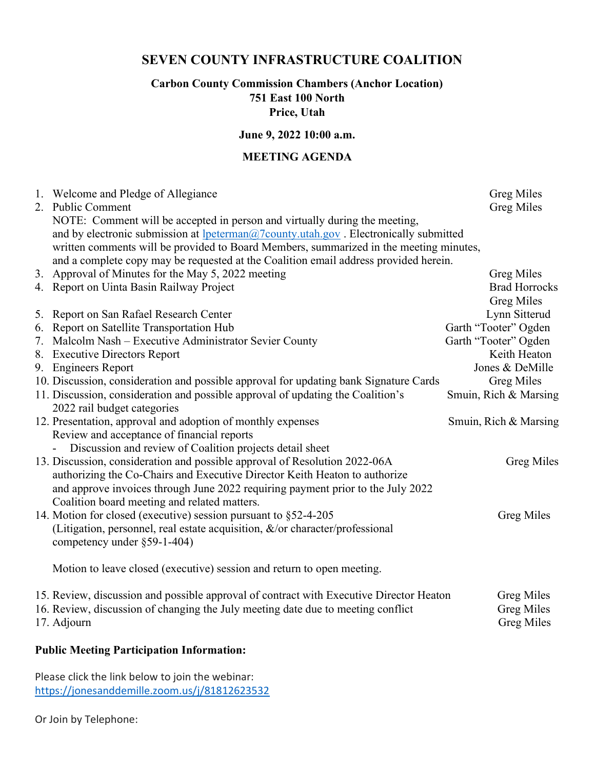# SEVEN COUNTY INFRASTRUCTURE COALITION

**Carbon County Commission Chambers (Anchor Location)**
**751 East 100 North**
**Price, Utah**

**June 9, 2022 10:00 a.m.**

**MEETING AGENDA**

1. Welcome and Pledge of Allegiance — Greg Miles
2. Public Comment — Greg Miles
   NOTE: Comment will be accepted in person and virtually during the meeting, and by electronic submission at lpeterman@7county.utah.gov . Electronically submitted written comments will be provided to Board Members, summarized in the meeting minutes, and a complete copy may be requested at the Coalition email address provided herein.
3. Approval of Minutes for the May 5, 2022 meeting — Greg Miles
4. Report on Uinta Basin Railway Project — Brad Horrocks, Greg Miles
5. Report on San Rafael Research Center — Lynn Sitterud
6. Report on Satellite Transportation Hub — Garth "Tooter" Ogden
7. Malcolm Nash – Executive Administrator Sevier County — Garth "Tooter" Ogden
8. Executive Directors Report — Keith Heaton
9. Engineers Report — Jones & DeMille
10. Discussion, consideration and possible approval for updating bank Signature Cards — Greg Miles
11. Discussion, consideration and possible approval of updating the Coalition's 2022 rail budget categories — Smuin, Rich & Marsing
12. Presentation, approval and adoption of monthly expenses — Smuin, Rich & Marsing
    Review and acceptance of financial reports
    - Discussion and review of Coalition projects detail sheet
13. Discussion, consideration and possible approval of Resolution 2022-06A authorizing the Co-Chairs and Executive Director Keith Heaton to authorize and approve invoices through June 2022 requiring payment prior to the July 2022 Coalition board meeting and related matters. — Greg Miles
14. Motion for closed (executive) session pursuant to §52-4-205 (Litigation, personnel, real estate acquisition, &/or character/professional competency under §59-1-404) — Greg Miles

    Motion to leave closed (executive) session and return to open meeting.

15. Review, discussion and possible approval of contract with Executive Director Heaton — Greg Miles
16. Review, discussion of changing the July meeting date due to meeting conflict — Greg Miles
17. Adjourn — Greg Miles

**Public Meeting Participation Information:**

Please click the link below to join the webinar:
https://jonesanddemille.zoom.us/j/81812623532

Or Join by Telephone: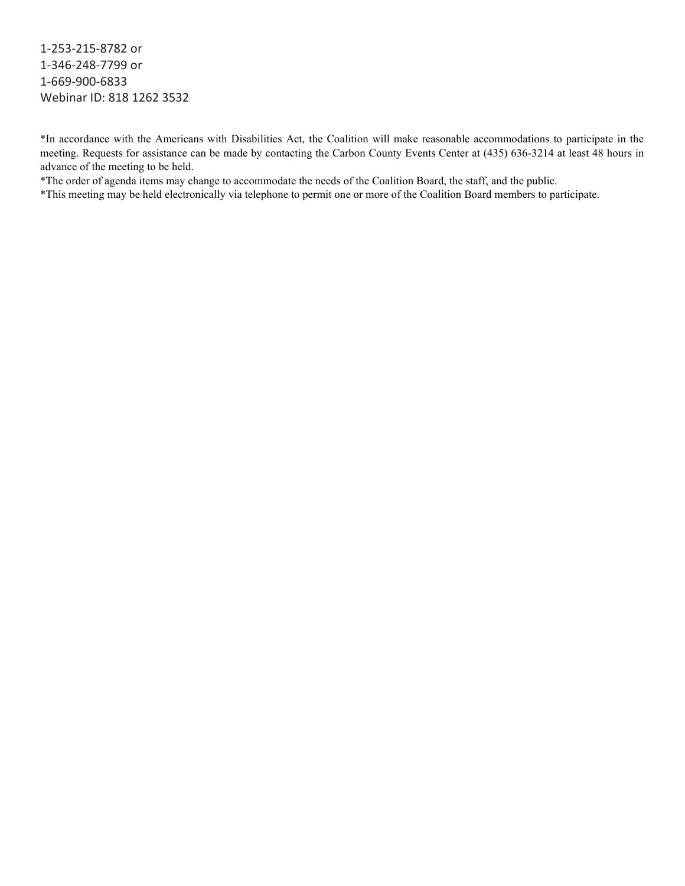1-253-215-8782 or
1-346-248-7799 or
1-669-900-6833
Webinar ID: 818 1262 3532

*In accordance with the Americans with Disabilities Act, the Coalition will make reasonable accommodations to participate in the meeting. Requests for assistance can be made by contacting the Carbon County Events Center at (435) 636-3214 at least 48 hours in advance of the meeting to be held.

*The order of agenda items may change to accommodate the needs of the Coalition Board, the staff, and the public.

*This meeting may be held electronically via telephone to permit one or more of the Coalition Board members to participate.